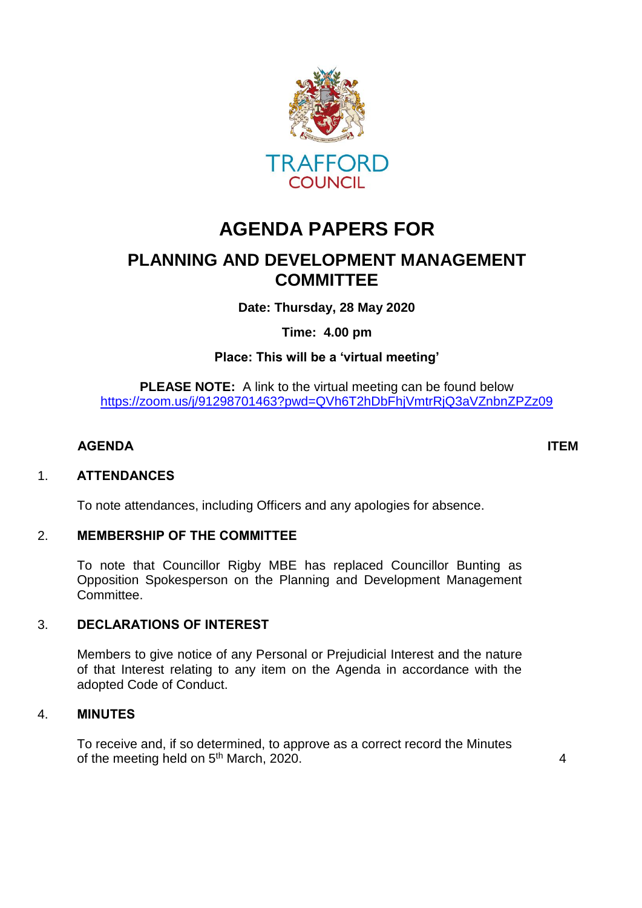TRAFFORD
COUNCIL

# AGENDA PAPERS FOR

## PLANNING AND DEVELOPMENT MANAGEMENT COMMITTEE

**Date: Thursday, 28 May 2020**

**Time: 4.00 pm**

**Place: This will be a 'virtual meeting'**

**PLEASE NOTE:** A link to the virtual meeting can be found below
https://zoom.us/j/91298701463?pwd=QVh6T2hDbFhjVmtrRjQ3aVZnbnZPZz09

**AGENDA** **ITEM**

1. **ATTENDANCES**

   To note attendances, including Officers and any apologies for absence.

2. **MEMBERSHIP OF THE COMMITTEE**

   To note that Councillor Rigby MBE has replaced Councillor Bunting as Opposition Spokesperson on the Planning and Development Management Committee.

3. **DECLARATIONS OF INTEREST**

   Members to give notice of any Personal or Prejudicial Interest and the nature of that Interest relating to any item on the Agenda in accordance with the adopted Code of Conduct.

4. **MINUTES**

   To receive and, if so determined, to approve as a correct record the Minutes of the meeting held on 5th March, 2020. 4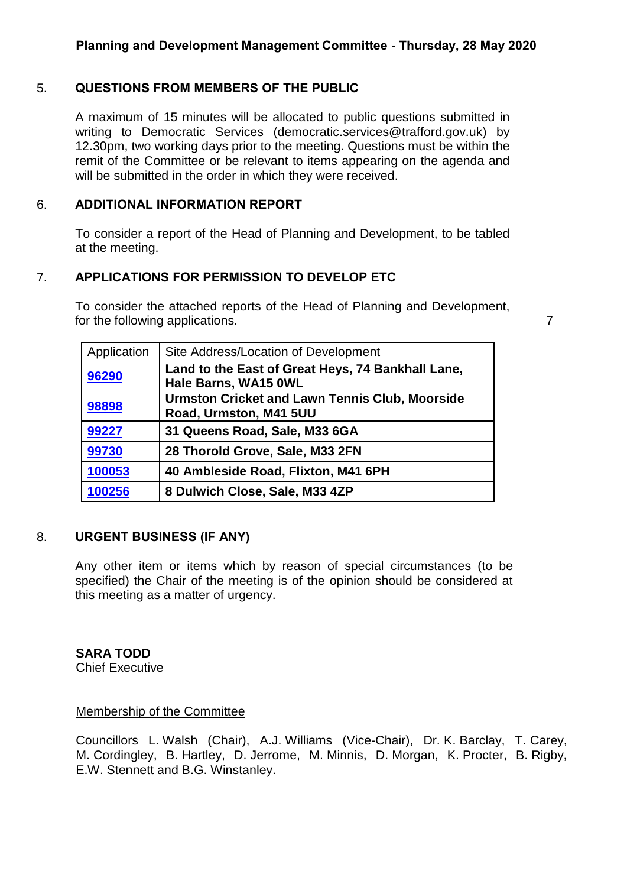## 5. QUESTIONS FROM MEMBERS OF THE PUBLIC

A maximum of 15 minutes will be allocated to public questions submitted in writing to Democratic Services (democratic.services@trafford.gov.uk) by 12.30pm, two working days prior to the meeting. Questions must be within the remit of the Committee or be relevant to items appearing on the agenda and will be submitted in the order in which they were received.

## 6. ADDITIONAL INFORMATION REPORT

To consider a report of the Head of Planning and Development, to be tabled at the meeting.

## 7. APPLICATIONS FOR PERMISSION TO DEVELOP ETC

To consider the attached reports of the Head of Planning and Development, for the following applications. 7

| Application | Site Address/Location of Development |
|---|---|
| **96290** | **Land to the East of Great Heys, 74 Bankhall Lane, Hale Barns, WA15 0WL** |
| **98898** | **Urmston Cricket and Lawn Tennis Club, Moorside Road, Urmston, M41 5UU** |
| **99227** | **31 Queens Road, Sale, M33 6GA** |
| **99730** | **28 Thorold Grove, Sale, M33 2FN** |
| **100053** | **40 Ambleside Road, Flixton, M41 6PH** |
| **100256** | **8 Dulwich Close, Sale, M33 4ZP** |

## 8. URGENT BUSINESS (IF ANY)

Any other item or items which by reason of special circumstances (to be specified) the Chair of the meeting is of the opinion should be considered at this meeting as a matter of urgency.

**SARA TODD**
Chief Executive

Membership of the Committee

Councillors L. Walsh (Chair), A.J. Williams (Vice-Chair), Dr. K. Barclay, T. Carey, M. Cordingley, B. Hartley, D. Jerrome, M. Minnis, D. Morgan, K. Procter, B. Rigby, E.W. Stennett and B.G. Winstanley.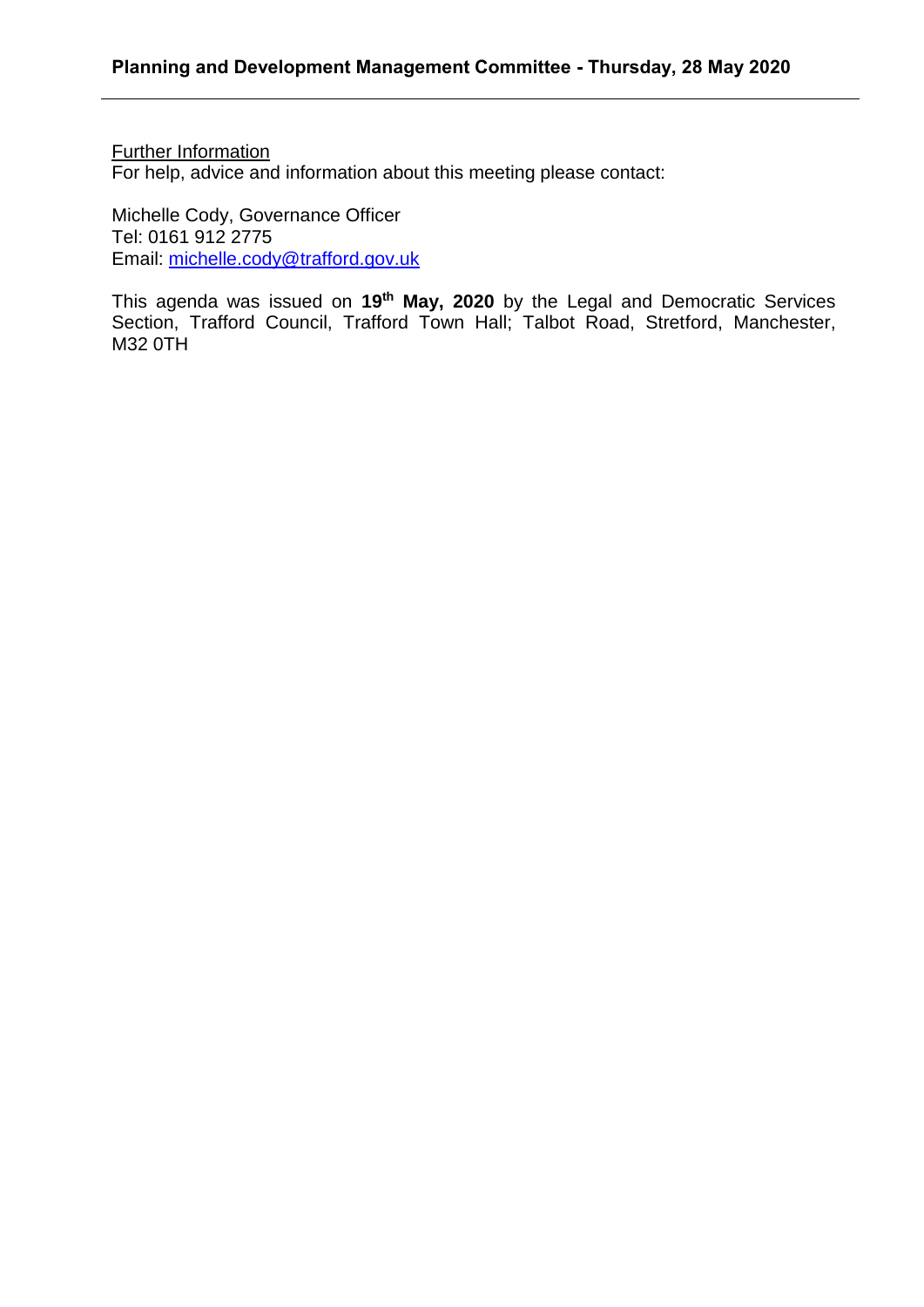Further Information
For help, advice and information about this meeting please contact:

Michelle Cody, Governance Officer
Tel: 0161 912 2775
Email: michelle.cody@trafford.gov.uk

This agenda was issued on **19th May, 2020** by the Legal and Democratic Services Section, Trafford Council, Trafford Town Hall; Talbot Road, Stretford, Manchester, M32 0TH